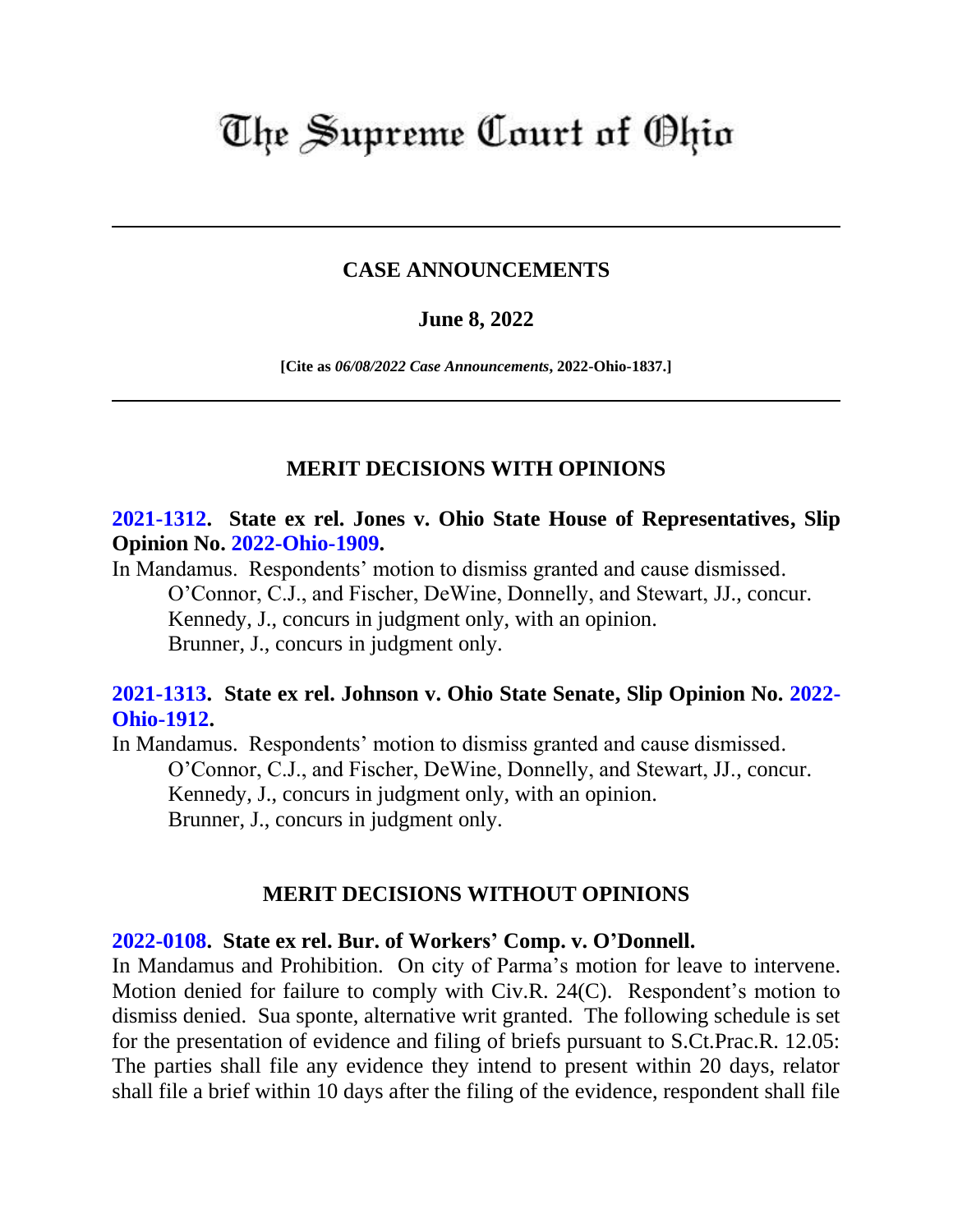# The Supreme Court of Ohio

---

## CASE ANNOUNCEMENTS

### June 8, 2022

**[Cite as *06/08/2022 Case Announcements*, 2022-Ohio-1837.]**

---

## MERIT DECISIONS WITH OPINIONS

**2021-1312. State ex rel. Jones v. Ohio State House of Representatives, Slip Opinion No. 2022-Ohio-1909.**

In Mandamus. Respondents' motion to dismiss granted and cause dismissed.

O'Connor, C.J., and Fischer, DeWine, Donnelly, and Stewart, JJ., concur.
Kennedy, J., concurs in judgment only, with an opinion.
Brunner, J., concurs in judgment only.

**2021-1313. State ex rel. Johnson v. Ohio State Senate, Slip Opinion No. 2022-Ohio-1912.**

In Mandamus. Respondents' motion to dismiss granted and cause dismissed.

O'Connor, C.J., and Fischer, DeWine, Donnelly, and Stewart, JJ., concur.
Kennedy, J., concurs in judgment only, with an opinion.
Brunner, J., concurs in judgment only.

## MERIT DECISIONS WITHOUT OPINIONS

**2022-0108. State ex rel. Bur. of Workers' Comp. v. O'Donnell.**

In Mandamus and Prohibition. On city of Parma's motion for leave to intervene. Motion denied for failure to comply with Civ.R. 24(C). Respondent's motion to dismiss denied. Sua sponte, alternative writ granted. The following schedule is set for the presentation of evidence and filing of briefs pursuant to S.Ct.Prac.R. 12.05: The parties shall file any evidence they intend to present within 20 days, relator shall file a brief within 10 days after the filing of the evidence, respondent shall file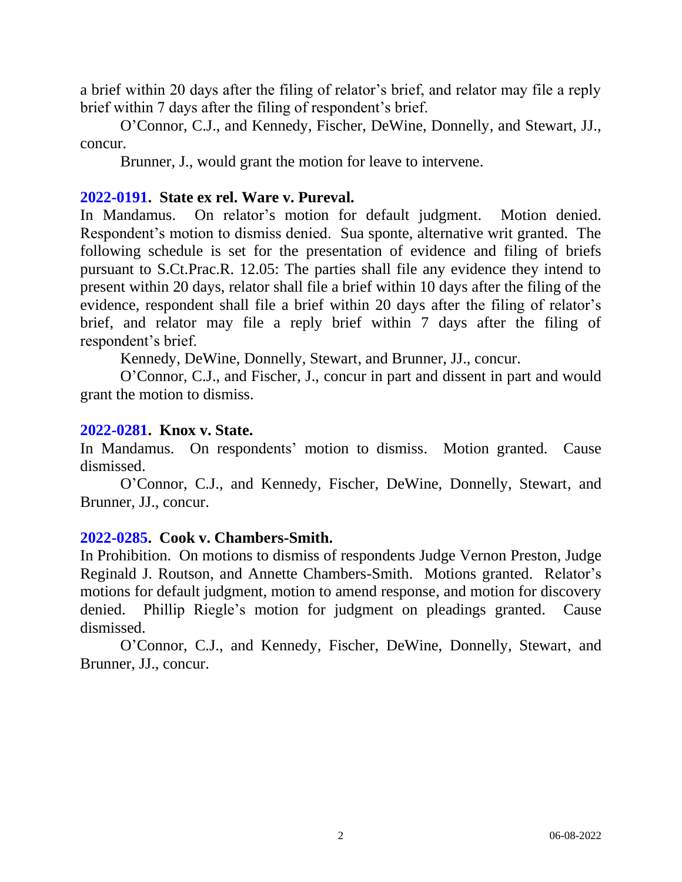a brief within 20 days after the filing of relator's brief, and relator may file a reply brief within 7 days after the filing of respondent's brief.

O'Connor, C.J., and Kennedy, Fischer, DeWine, Donnelly, and Stewart, JJ., concur.

Brunner, J., would grant the motion for leave to intervene.

**2022-0191. State ex rel. Ware v. Pureval.**

In Mandamus. On relator's motion for default judgment. Motion denied. Respondent's motion to dismiss denied. Sua sponte, alternative writ granted. The following schedule is set for the presentation of evidence and filing of briefs pursuant to S.Ct.Prac.R. 12.05: The parties shall file any evidence they intend to present within 20 days, relator shall file a brief within 10 days after the filing of the evidence, respondent shall file a brief within 20 days after the filing of relator's brief, and relator may file a reply brief within 7 days after the filing of respondent's brief.

Kennedy, DeWine, Donnelly, Stewart, and Brunner, JJ., concur.

O'Connor, C.J., and Fischer, J., concur in part and dissent in part and would grant the motion to dismiss.

**2022-0281. Knox v. State.**

In Mandamus. On respondents' motion to dismiss. Motion granted. Cause dismissed.

O'Connor, C.J., and Kennedy, Fischer, DeWine, Donnelly, Stewart, and Brunner, JJ., concur.

**2022-0285. Cook v. Chambers-Smith.**

In Prohibition. On motions to dismiss of respondents Judge Vernon Preston, Judge Reginald J. Routson, and Annette Chambers-Smith. Motions granted. Relator's motions for default judgment, motion to amend response, and motion for discovery denied. Phillip Riegle's motion for judgment on pleadings granted. Cause dismissed.

O'Connor, C.J., and Kennedy, Fischer, DeWine, Donnelly, Stewart, and Brunner, JJ., concur.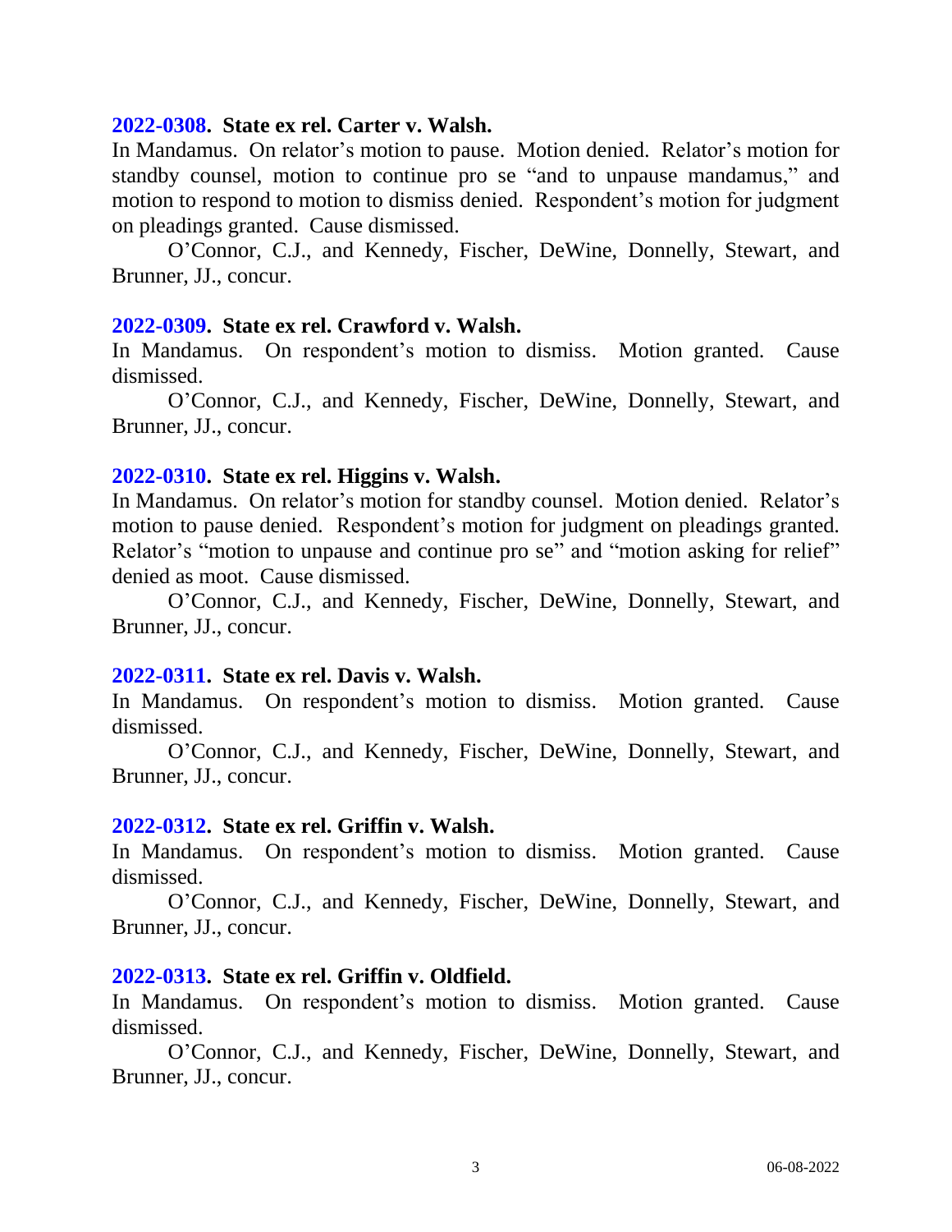**2022-0308. State ex rel. Carter v. Walsh.**
In Mandamus. On relator's motion to pause. Motion denied. Relator's motion for standby counsel, motion to continue pro se "and to unpause mandamus," and motion to respond to motion to dismiss denied. Respondent's motion for judgment on pleadings granted. Cause dismissed.

O'Connor, C.J., and Kennedy, Fischer, DeWine, Donnelly, Stewart, and Brunner, JJ., concur.

**2022-0309. State ex rel. Crawford v. Walsh.**
In Mandamus. On respondent's motion to dismiss. Motion granted. Cause dismissed.

O'Connor, C.J., and Kennedy, Fischer, DeWine, Donnelly, Stewart, and Brunner, JJ., concur.

**2022-0310. State ex rel. Higgins v. Walsh.**
In Mandamus. On relator's motion for standby counsel. Motion denied. Relator's motion to pause denied. Respondent's motion for judgment on pleadings granted. Relator's "motion to unpause and continue pro se" and "motion asking for relief" denied as moot. Cause dismissed.

O'Connor, C.J., and Kennedy, Fischer, DeWine, Donnelly, Stewart, and Brunner, JJ., concur.

**2022-0311. State ex rel. Davis v. Walsh.**
In Mandamus. On respondent's motion to dismiss. Motion granted. Cause dismissed.

O'Connor, C.J., and Kennedy, Fischer, DeWine, Donnelly, Stewart, and Brunner, JJ., concur.

**2022-0312. State ex rel. Griffin v. Walsh.**
In Mandamus. On respondent's motion to dismiss. Motion granted. Cause dismissed.

O'Connor, C.J., and Kennedy, Fischer, DeWine, Donnelly, Stewart, and Brunner, JJ., concur.

**2022-0313. State ex rel. Griffin v. Oldfield.**
In Mandamus. On respondent's motion to dismiss. Motion granted. Cause dismissed.

O'Connor, C.J., and Kennedy, Fischer, DeWine, Donnelly, Stewart, and Brunner, JJ., concur.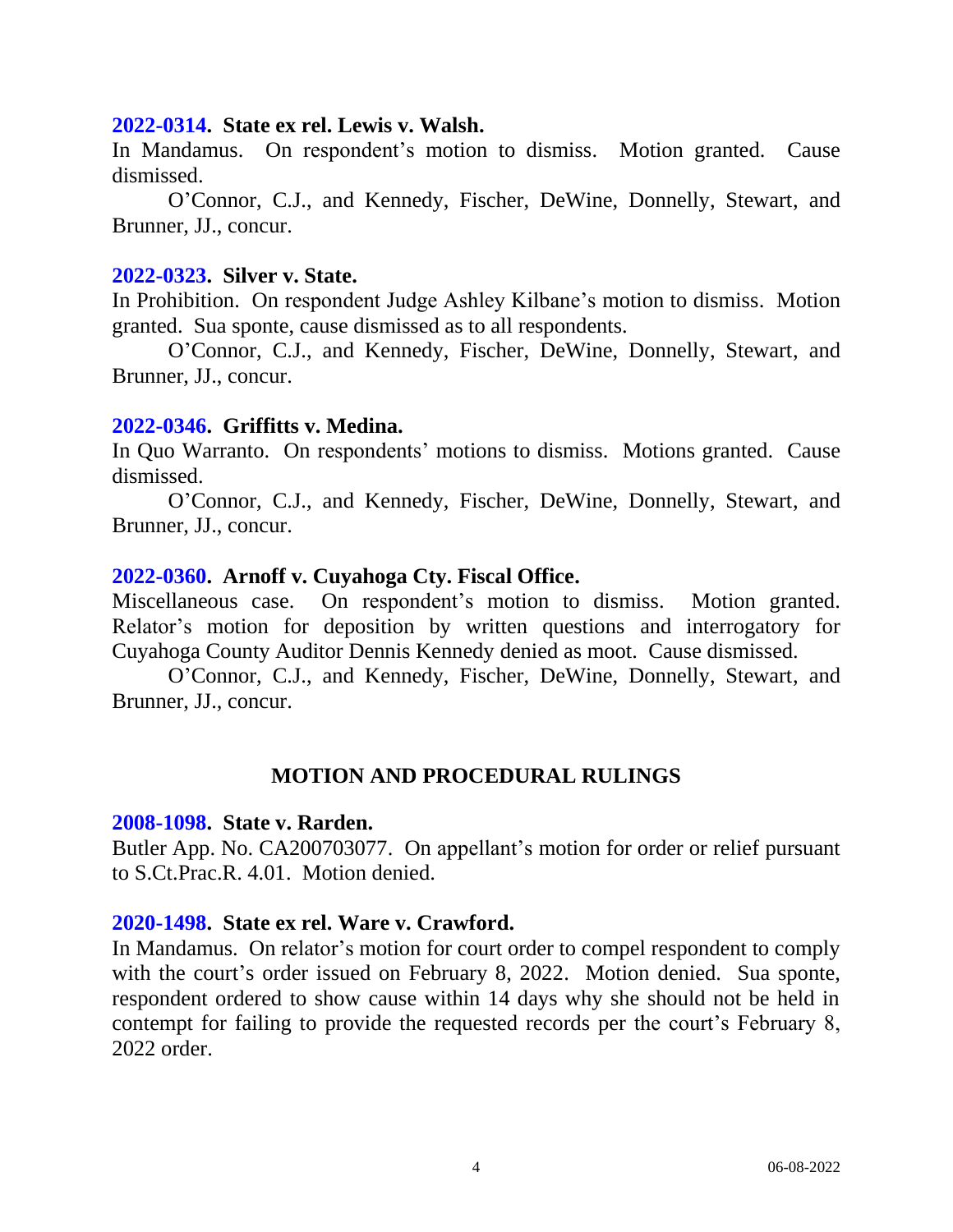**2022-0314. State ex rel. Lewis v. Walsh.**
In Mandamus. On respondent's motion to dismiss. Motion granted. Cause dismissed.

O'Connor, C.J., and Kennedy, Fischer, DeWine, Donnelly, Stewart, and Brunner, JJ., concur.

**2022-0323. Silver v. State.**
In Prohibition. On respondent Judge Ashley Kilbane's motion to dismiss. Motion granted. Sua sponte, cause dismissed as to all respondents.

O'Connor, C.J., and Kennedy, Fischer, DeWine, Donnelly, Stewart, and Brunner, JJ., concur.

**2022-0346. Griffitts v. Medina.**
In Quo Warranto. On respondents' motions to dismiss. Motions granted. Cause dismissed.

O'Connor, C.J., and Kennedy, Fischer, DeWine, Donnelly, Stewart, and Brunner, JJ., concur.

**2022-0360. Arnoff v. Cuyahoga Cty. Fiscal Office.**
Miscellaneous case. On respondent's motion to dismiss. Motion granted. Relator's motion for deposition by written questions and interrogatory for Cuyahoga County Auditor Dennis Kennedy denied as moot. Cause dismissed.

O'Connor, C.J., and Kennedy, Fischer, DeWine, Donnelly, Stewart, and Brunner, JJ., concur.

## MOTION AND PROCEDURAL RULINGS

**2008-1098. State v. Rarden.**
Butler App. No. CA200703077. On appellant's motion for order or relief pursuant to S.Ct.Prac.R. 4.01. Motion denied.

**2020-1498. State ex rel. Ware v. Crawford.**
In Mandamus. On relator's motion for court order to compel respondent to comply with the court's order issued on February 8, 2022. Motion denied. Sua sponte, respondent ordered to show cause within 14 days why she should not be held in contempt for failing to provide the requested records per the court's February 8, 2022 order.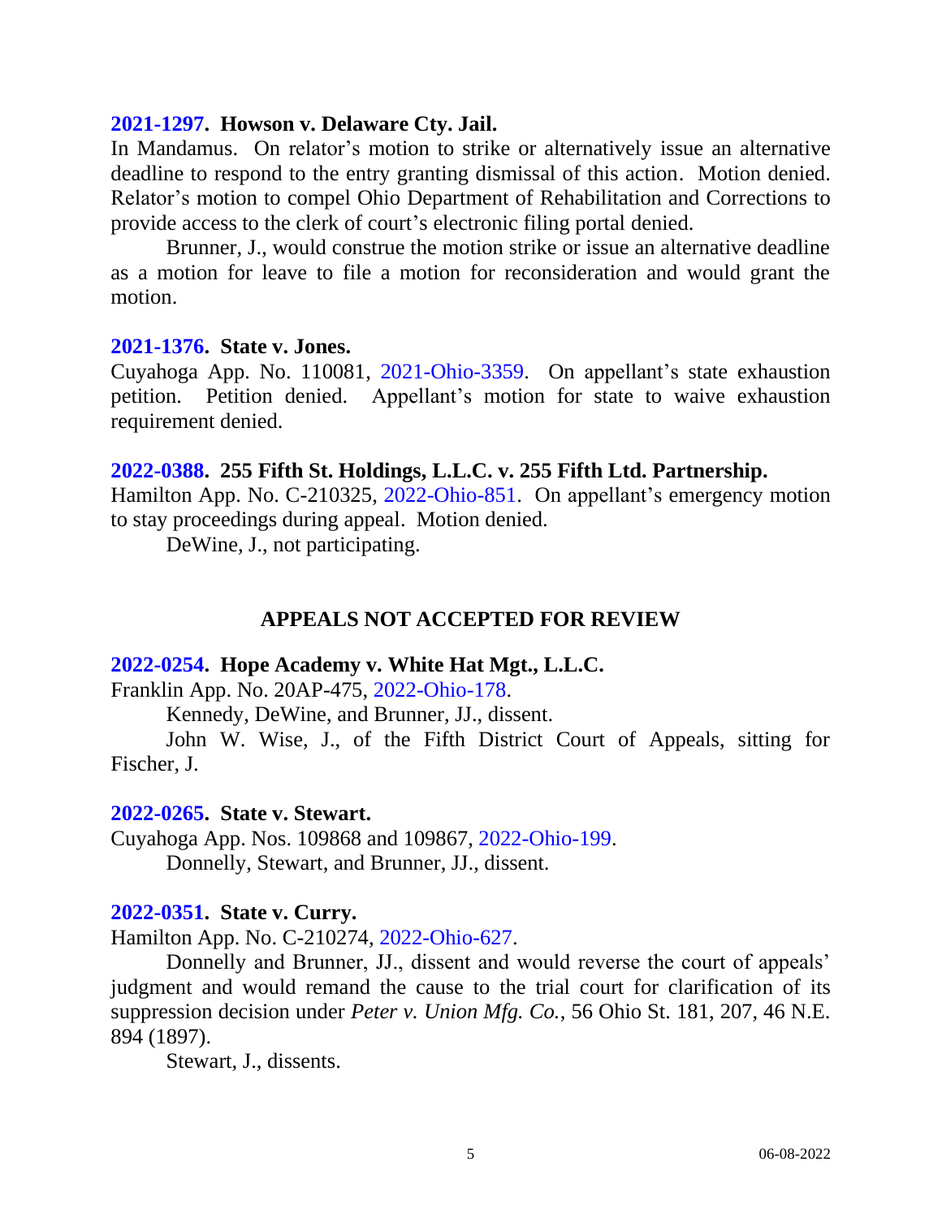**2021-1297. Howson v. Delaware Cty. Jail.**

In Mandamus. On relator's motion to strike or alternatively issue an alternative deadline to respond to the entry granting dismissal of this action. Motion denied. Relator's motion to compel Ohio Department of Rehabilitation and Corrections to provide access to the clerk of court's electronic filing portal denied.

Brunner, J., would construe the motion strike or issue an alternative deadline as a motion for leave to file a motion for reconsideration and would grant the motion.

**2021-1376. State v. Jones.**

Cuyahoga App. No. 110081, 2021-Ohio-3359. On appellant's state exhaustion petition. Petition denied. Appellant's motion for state to waive exhaustion requirement denied.

**2022-0388. 255 Fifth St. Holdings, L.L.C. v. 255 Fifth Ltd. Partnership.**

Hamilton App. No. C-210325, 2022-Ohio-851. On appellant's emergency motion to stay proceedings during appeal. Motion denied.

DeWine, J., not participating.

## APPEALS NOT ACCEPTED FOR REVIEW

**2022-0254. Hope Academy v. White Hat Mgt., L.L.C.**

Franklin App. No. 20AP-475, 2022-Ohio-178.

Kennedy, DeWine, and Brunner, JJ., dissent.

John W. Wise, J., of the Fifth District Court of Appeals, sitting for Fischer, J.

**2022-0265. State v. Stewart.**

Cuyahoga App. Nos. 109868 and 109867, 2022-Ohio-199.

Donnelly, Stewart, and Brunner, JJ., dissent.

**2022-0351. State v. Curry.**

Hamilton App. No. C-210274, 2022-Ohio-627.

Donnelly and Brunner, JJ., dissent and would reverse the court of appeals' judgment and would remand the cause to the trial court for clarification of its suppression decision under *Peter v. Union Mfg. Co.*, 56 Ohio St. 181, 207, 46 N.E. 894 (1897).

Stewart, J., dissents.